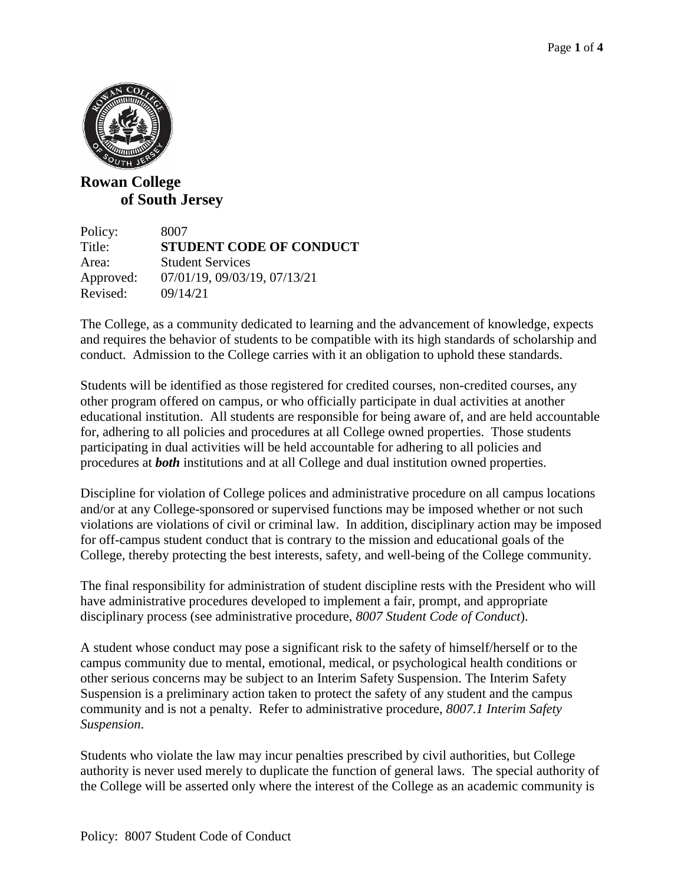**Rowan College of South Jersey**

Policy: 8007
Title: **STUDENT CODE OF CONDUCT**
Area: Student Services
Approved: 07/01/19, 09/03/19, 07/13/21
Revised: 09/14/21

The College, as a community dedicated to learning and the advancement of knowledge, expects and requires the behavior of students to be compatible with its high standards of scholarship and conduct. Admission to the College carries with it an obligation to uphold these standards.

Students will be identified as those registered for credited courses, non-credited courses, any other program offered on campus, or who officially participate in dual activities at another educational institution. All students are responsible for being aware of, and are held accountable for, adhering to all policies and procedures at all College owned properties. Those students participating in dual activities will be held accountable for adhering to all policies and procedures at ***both*** institutions and at all College and dual institution owned properties.

Discipline for violation of College polices and administrative procedure on all campus locations and/or at any College-sponsored or supervised functions may be imposed whether or not such violations are violations of civil or criminal law. In addition, disciplinary action may be imposed for off-campus student conduct that is contrary to the mission and educational goals of the College, thereby protecting the best interests, safety, and well-being of the College community.

The final responsibility for administration of student discipline rests with the President who will have administrative procedures developed to implement a fair, prompt, and appropriate disciplinary process (see administrative procedure, *8007 Student Code of Conduct*).

A student whose conduct may pose a significant risk to the safety of himself/herself or to the campus community due to mental, emotional, medical, or psychological health conditions or other serious concerns may be subject to an Interim Safety Suspension. The Interim Safety Suspension is a preliminary action taken to protect the safety of any student and the campus community and is not a penalty. Refer to administrative procedure, *8007.1 Interim Safety Suspension*.

Students who violate the law may incur penalties prescribed by civil authorities, but College authority is never used merely to duplicate the function of general laws. The special authority of the College will be asserted only where the interest of the College as an academic community is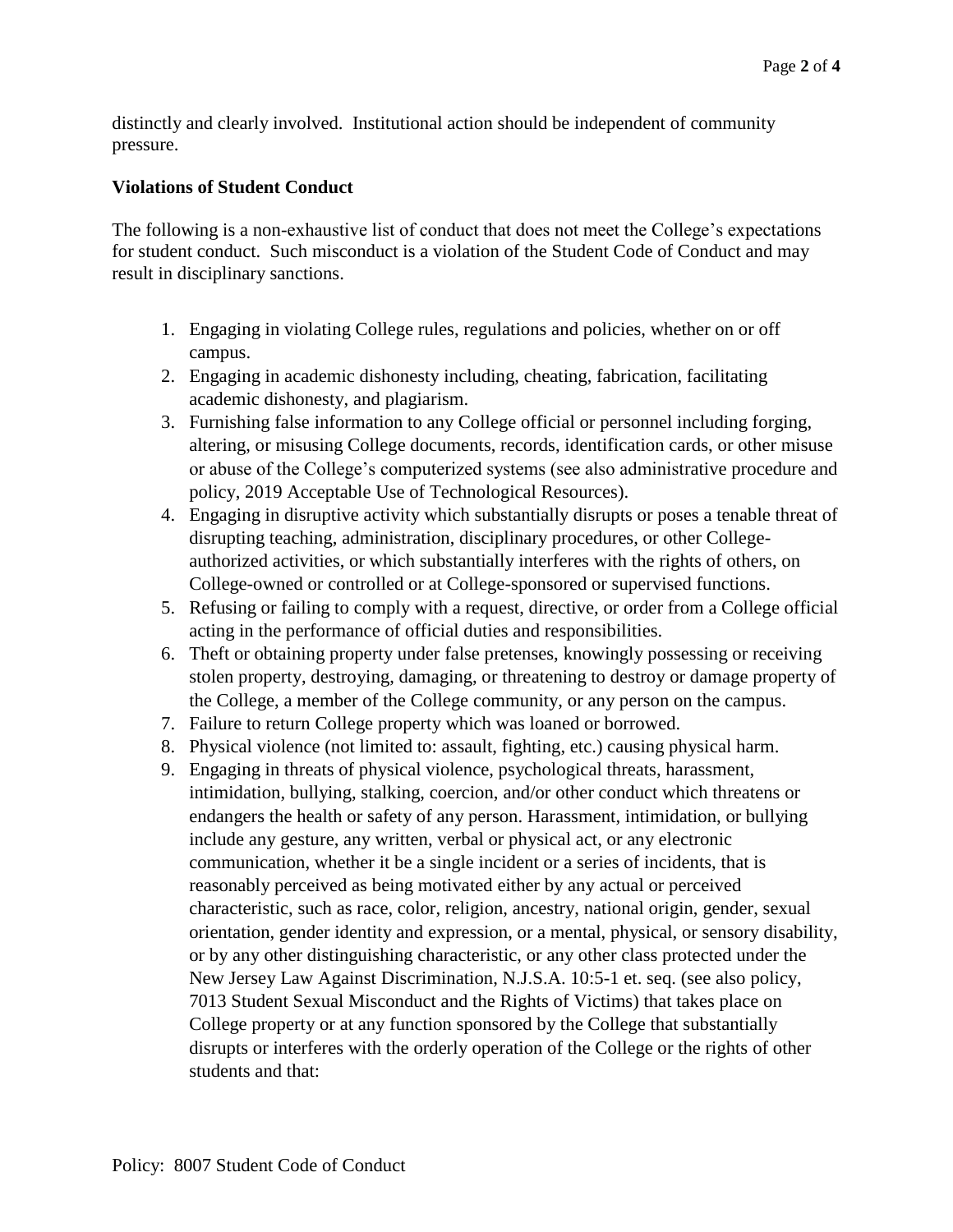distinctly and clearly involved. Institutional action should be independent of community pressure.

**Violations of Student Conduct**

The following is a non-exhaustive list of conduct that does not meet the College's expectations for student conduct. Such misconduct is a violation of the Student Code of Conduct and may result in disciplinary sanctions.

1. Engaging in violating College rules, regulations and policies, whether on or off campus.
2. Engaging in academic dishonesty including, cheating, fabrication, facilitating academic dishonesty, and plagiarism.
3. Furnishing false information to any College official or personnel including forging, altering, or misusing College documents, records, identification cards, or other misuse or abuse of the College's computerized systems (see also administrative procedure and policy, 2019 Acceptable Use of Technological Resources).
4. Engaging in disruptive activity which substantially disrupts or poses a tenable threat of disrupting teaching, administration, disciplinary procedures, or other College-authorized activities, or which substantially interferes with the rights of others, on College-owned or controlled or at College-sponsored or supervised functions.
5. Refusing or failing to comply with a request, directive, or order from a College official acting in the performance of official duties and responsibilities.
6. Theft or obtaining property under false pretenses, knowingly possessing or receiving stolen property, destroying, damaging, or threatening to destroy or damage property of the College, a member of the College community, or any person on the campus.
7. Failure to return College property which was loaned or borrowed.
8. Physical violence (not limited to: assault, fighting, etc.) causing physical harm.
9. Engaging in threats of physical violence, psychological threats, harassment, intimidation, bullying, stalking, coercion, and/or other conduct which threatens or endangers the health or safety of any person. Harassment, intimidation, or bullying include any gesture, any written, verbal or physical act, or any electronic communication, whether it be a single incident or a series of incidents, that is reasonably perceived as being motivated either by any actual or perceived characteristic, such as race, color, religion, ancestry, national origin, gender, sexual orientation, gender identity and expression, or a mental, physical, or sensory disability, or by any other distinguishing characteristic, or any other class protected under the New Jersey Law Against Discrimination, N.J.S.A. 10:5-1 et. seq. (see also policy, 7013 Student Sexual Misconduct and the Rights of Victims) that takes place on College property or at any function sponsored by the College that substantially disrupts or interferes with the orderly operation of the College or the rights of other students and that:

Policy: 8007 Student Code of Conduct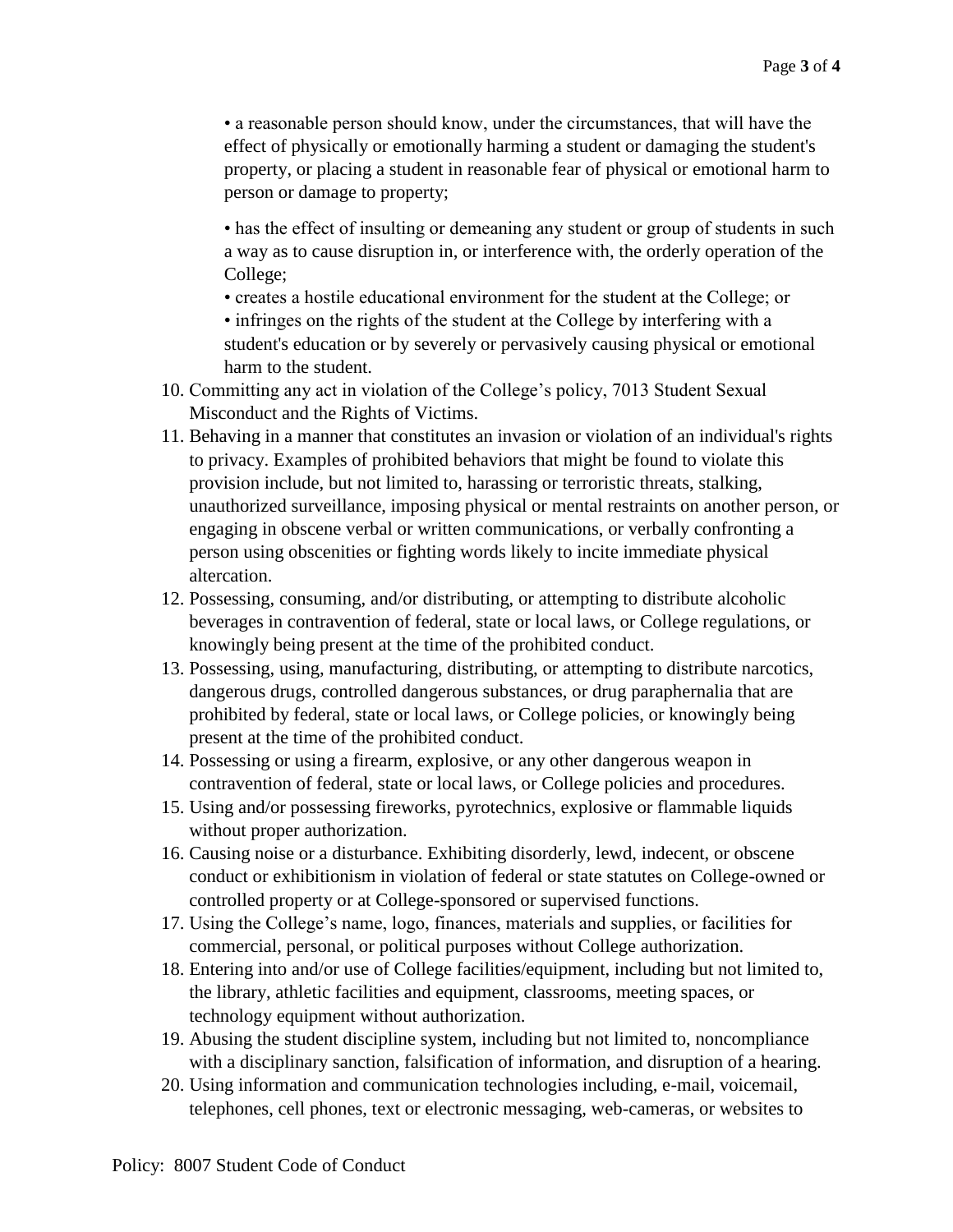- a reasonable person should know, under the circumstances, that will have the effect of physically or emotionally harming a student or damaging the student's property, or placing a student in reasonable fear of physical or emotional harm to person or damage to property;

- has the effect of insulting or demeaning any student or group of students in such a way as to cause disruption in, or interference with, the orderly operation of the College;
- creates a hostile educational environment for the student at the College; or
- infringes on the rights of the student at the College by interfering with a student's education or by severely or pervasively causing physical or emotional harm to the student.

10. Committing any act in violation of the College's policy, 7013 Student Sexual Misconduct and the Rights of Victims.
11. Behaving in a manner that constitutes an invasion or violation of an individual's rights to privacy. Examples of prohibited behaviors that might be found to violate this provision include, but not limited to, harassing or terroristic threats, stalking, unauthorized surveillance, imposing physical or mental restraints on another person, or engaging in obscene verbal or written communications, or verbally confronting a person using obscenities or fighting words likely to incite immediate physical altercation.
12. Possessing, consuming, and/or distributing, or attempting to distribute alcoholic beverages in contravention of federal, state or local laws, or College regulations, or knowingly being present at the time of the prohibited conduct.
13. Possessing, using, manufacturing, distributing, or attempting to distribute narcotics, dangerous drugs, controlled dangerous substances, or drug paraphernalia that are prohibited by federal, state or local laws, or College policies, or knowingly being present at the time of the prohibited conduct.
14. Possessing or using a firearm, explosive, or any other dangerous weapon in contravention of federal, state or local laws, or College policies and procedures.
15. Using and/or possessing fireworks, pyrotechnics, explosive or flammable liquids without proper authorization.
16. Causing noise or a disturbance. Exhibiting disorderly, lewd, indecent, or obscene conduct or exhibitionism in violation of federal or state statutes on College-owned or controlled property or at College-sponsored or supervised functions.
17. Using the College's name, logo, finances, materials and supplies, or facilities for commercial, personal, or political purposes without College authorization.
18. Entering into and/or use of College facilities/equipment, including but not limited to, the library, athletic facilities and equipment, classrooms, meeting spaces, or technology equipment without authorization.
19. Abusing the student discipline system, including but not limited to, noncompliance with a disciplinary sanction, falsification of information, and disruption of a hearing.
20. Using information and communication technologies including, e-mail, voicemail, telephones, cell phones, text or electronic messaging, web-cameras, or websites to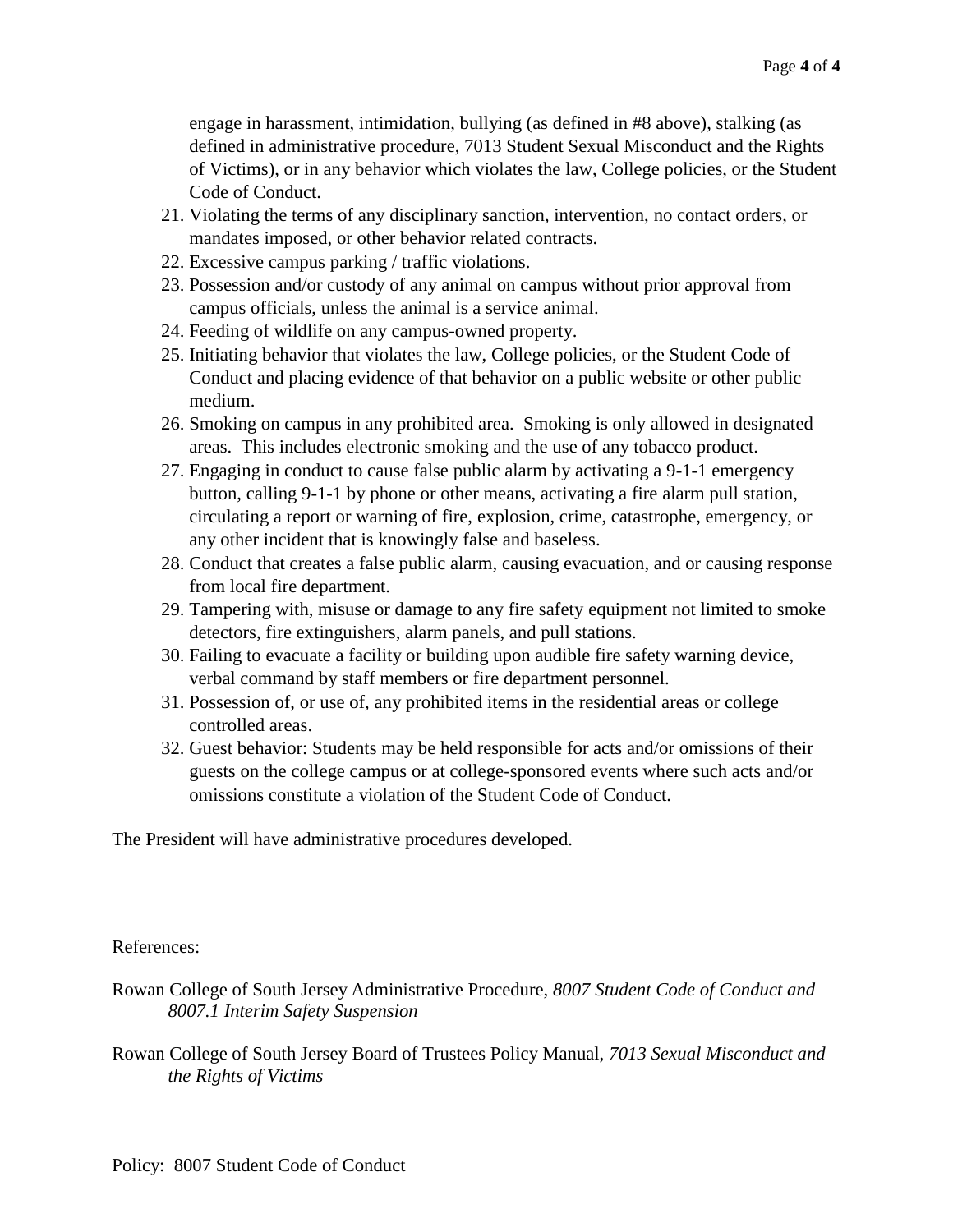engage in harassment, intimidation, bullying (as defined in #8 above), stalking (as defined in administrative procedure, 7013 Student Sexual Misconduct and the Rights of Victims), or in any behavior which violates the law, College policies, or the Student Code of Conduct.

21. Violating the terms of any disciplinary sanction, intervention, no contact orders, or mandates imposed, or other behavior related contracts.
22. Excessive campus parking / traffic violations.
23. Possession and/or custody of any animal on campus without prior approval from campus officials, unless the animal is a service animal.
24. Feeding of wildlife on any campus-owned property.
25. Initiating behavior that violates the law, College policies, or the Student Code of Conduct and placing evidence of that behavior on a public website or other public medium.
26. Smoking on campus in any prohibited area. Smoking is only allowed in designated areas. This includes electronic smoking and the use of any tobacco product.
27. Engaging in conduct to cause false public alarm by activating a 9-1-1 emergency button, calling 9-1-1 by phone or other means, activating a fire alarm pull station, circulating a report or warning of fire, explosion, crime, catastrophe, emergency, or any other incident that is knowingly false and baseless.
28. Conduct that creates a false public alarm, causing evacuation, and or causing response from local fire department.
29. Tampering with, misuse or damage to any fire safety equipment not limited to smoke detectors, fire extinguishers, alarm panels, and pull stations.
30. Failing to evacuate a facility or building upon audible fire safety warning device, verbal command by staff members or fire department personnel.
31. Possession of, or use of, any prohibited items in the residential areas or college controlled areas.
32. Guest behavior: Students may be held responsible for acts and/or omissions of their guests on the college campus or at college-sponsored events where such acts and/or omissions constitute a violation of the Student Code of Conduct.

The President will have administrative procedures developed.

References:

Rowan College of South Jersey Administrative Procedure, *8007 Student Code of Conduct and 8007.1 Interim Safety Suspension*

Rowan College of South Jersey Board of Trustees Policy Manual, *7013 Sexual Misconduct and the Rights of Victims*

Policy: 8007 Student Code of Conduct